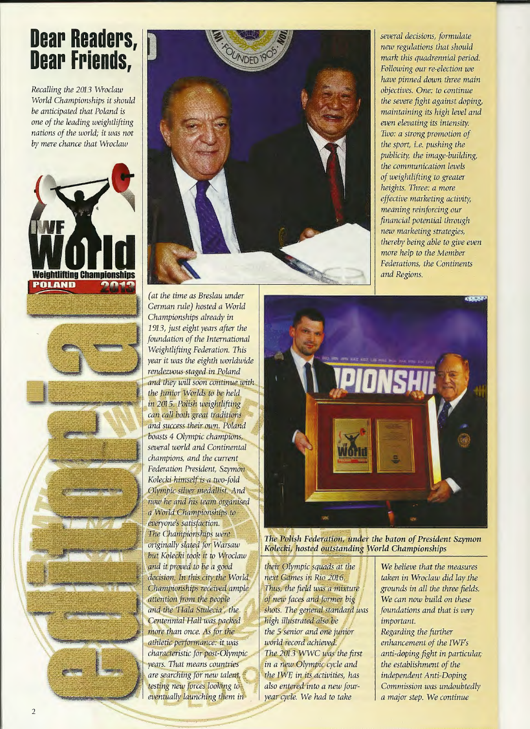# Dear Readers, Dear Friends,

*Recalling the 2013 Wroclaw World Championships it should be anticipated that Poland is one of the leading weightlifting nations of the world; it was not by mere chance that Wroclaw (at the time as Breslau under German rule) hosted a World Championships already in 1913, just eight years after the foundation of the International Weightlifting Federation. This year it was the eighth worldwide rendezvous staged in Poland and they will soon continue with the Junior Worlds to be held in 2015. Polish weightlifting can call both great traditions and success their own. Poland boasts 4 Olympic champions, several world and Continental champions, and the current Federation President, Szymon Kolecki himself is a two-fold Olympic silver medallist. And now he and his team organised a World Championships to everyone's satisfaction.*

*The Championships were originally slated for Warsaw but Kolecki took it to Wroclaw and it proved to be a good decision. In this city the World Championships received ample attention from the people and the 'Hala Stulecia', the Centennial Hall was packed more than once. As for the athletic performance: it was characteristic for post-Olympic years. That means countries are searching for new talent, testing new forces looking to eventually launching them in their Olympic squads at the next Games in Rio 2016. Thus, the field was a mixture of new faces and former big shots. The general standard was high illustrated also be the 5 senior and one junior world record achieved.*

*The 2013 WWC was the first in a new Olympic cycle and the IWF, in its activities, has also entered into a new four-year cycle. We had to take several decisions, formulate new regulations that should mark this quadrennial period. Following our re-election we have pinned down three main objectives. One: to continue the severe fight against doping, maintaining its high level and even elevating its intensity. Two: a strong promotion of the sport, i.e. pushing the publicity, the image-building, the communication levels of weightlifting to greater heights. Three: a more effective marketing activity, meaning reinforcing our financial potential through new marketing strategies, thereby being able to give even more help to the Member Federations, the Continents and Regions.*

**The Polish Federation, under the baton of President Szymon Kolecki, hosted outstanding World Championships**

*We believe that the measures taken in Wroclaw did lay the grounds in all the three fields. We can now build on these foundations and that is very important.*

*Regarding the further enhancement of the IWF's anti-doping fight in particular, the establishment of the independent Anti-Doping Commission was undoubtedly a major step. We continue*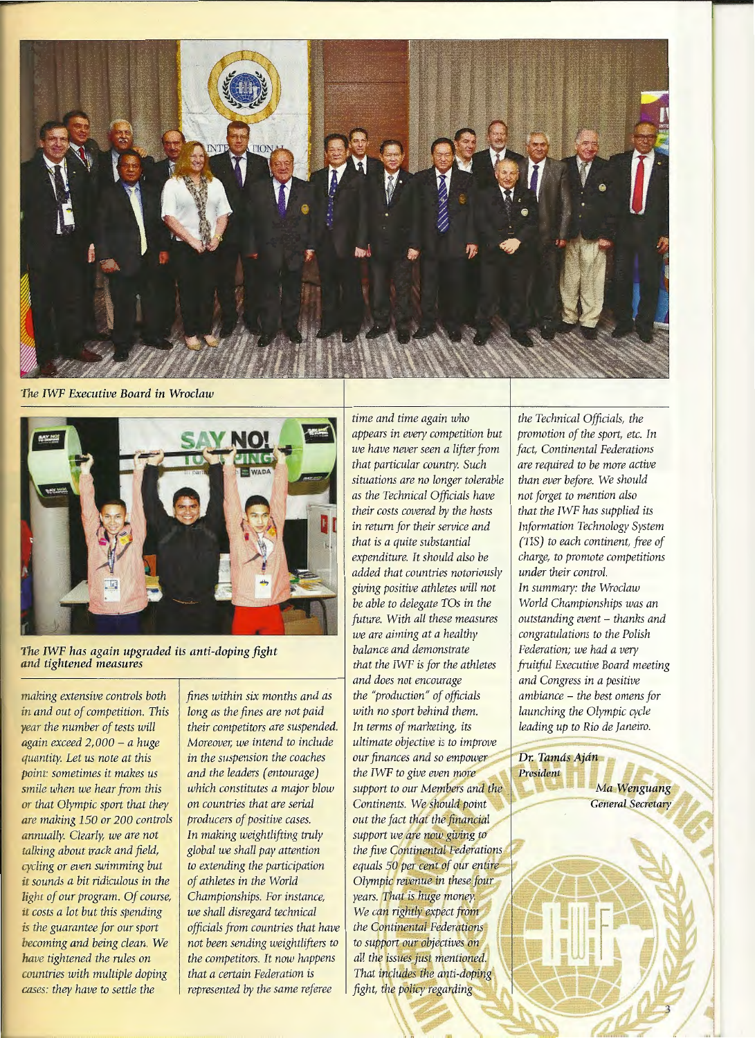*The IWF Executive Board in Wroclaw*

*The IWF has again upgraded its anti-doping fight and tightened measures*

*making extensive controls both in and out of competition. This year the number of tests will again exceed 2,000 – a huge quantity. Let us note at this point: sometimes it makes us smile when we hear from this or that Olympic sport that they are making 150 or 200 controls annually. Clearly, we are not talking about track and field, cycling or even swimming but it sounds a bit ridiculous in the light of our program. Of course, it costs a lot but this spending is the guarantee for our sport becoming and being clean. We have tightened the rules on countries with multiple doping cases: they have to settle the fines within six months and as long as the fines are not paid their competitors are suspended. Moreover, we intend to include in the suspension the coaches and the leaders (entourage) which constitutes a major blow on countries that are serial producers of positive cases. In making weightlifting truly global we shall pay attention to extending the participation of athletes in the World Championships. For instance, we shall disregard technical officials from countries that have not been sending weightlifters to the competitors. It now happens that a certain Federation is represented by the same referee time and time again who appears in every competition but we have never seen a lifter from that particular country. Such situations are no longer tolerable as the Technical Officials have their costs covered by the hosts in return for their service and that is a quite substantial expenditure. It should also be added that countries notoriously giving positive athletes will not be able to delegate TOs in the future. With all these measures we are aiming at a healthy balance and demonstrate that the IWF is for the athletes and does not encourage the "production" of officials with no sport behind them. In terms of marketing, its ultimate objective is to improve our finances and so empower the IWF to give even more support to our Members and the Continents. We should point out the fact that the financial support we are now giving to the five Continental Federations equals 50 per cent of our entire Olympic revenue in these four years. That is huge money. We can rightly expect from the Continental Federations to support our objectives on all the issues just mentioned. That includes the anti-doping fight, the policy regarding the Technical Officials, the promotion of the sport, etc. In fact, Continental Federations are required to be more active than ever before. We should not forget to mention also that the IWF has supplied its Information Technology System (TIS) to each continent, free of charge, to promote competitions under their control. In summary: the Wroclaw World Championships was an outstanding event – thanks and congratulations to the Polish Federation; we had a very fruitful Executive Board meeting and Congress in a positive ambiance – the best omens for launching the Olympic cycle leading up to Rio de Janeiro.*

***Dr. Tamás Aján***
***President***

***Ma Wenguang***
***General Secretary***